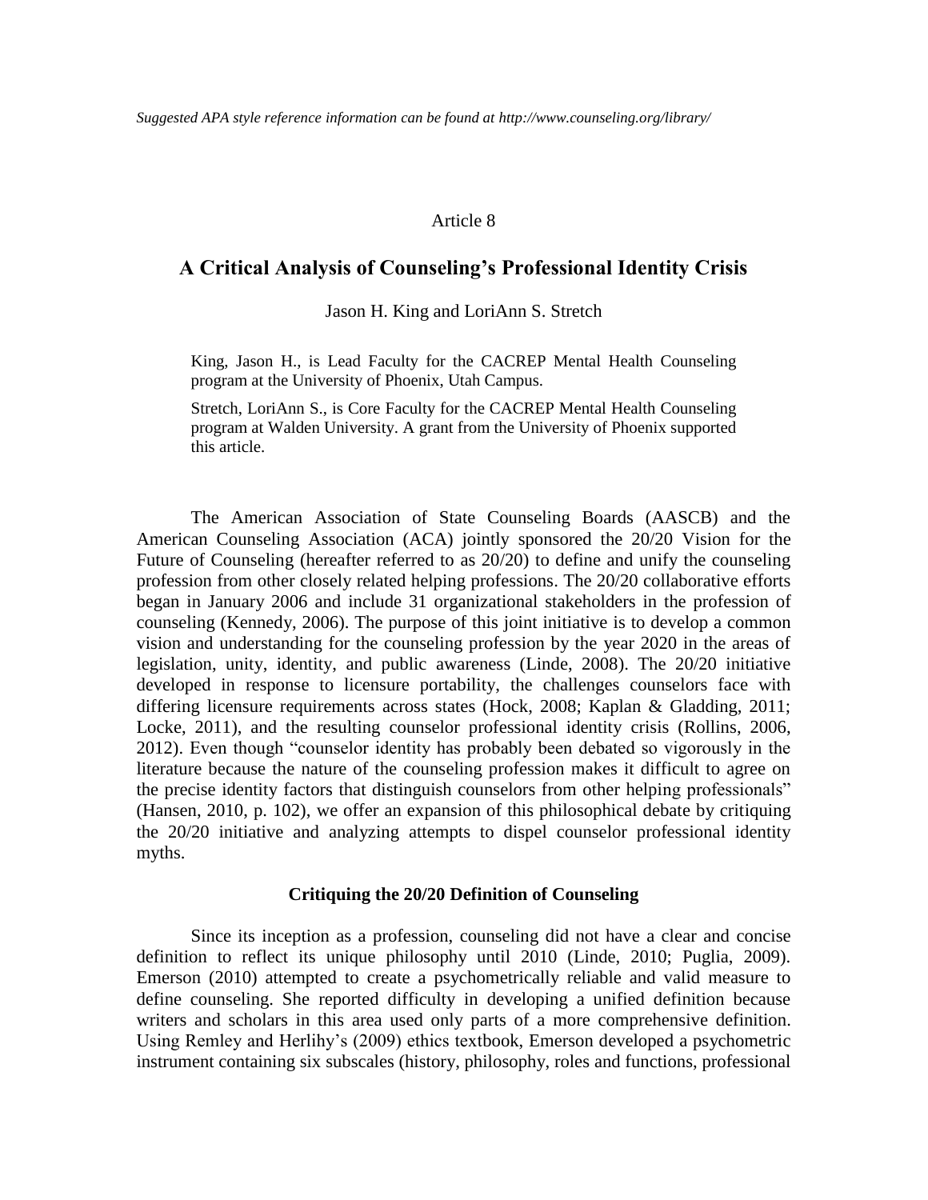*Suggested APA style reference information can be found at http://www.counseling.org/library/*

Article 8

# A Critical Analysis of Counseling's Professional Identity Crisis

Jason H. King and LoriAnn S. Stretch

King, Jason H., is Lead Faculty for the CACREP Mental Health Counseling program at the University of Phoenix, Utah Campus.

Stretch, LoriAnn S., is Core Faculty for the CACREP Mental Health Counseling program at Walden University. A grant from the University of Phoenix supported this article.

The American Association of State Counseling Boards (AASCB) and the American Counseling Association (ACA) jointly sponsored the 20/20 Vision for the Future of Counseling (hereafter referred to as 20/20) to define and unify the counseling profession from other closely related helping professions. The 20/20 collaborative efforts began in January 2006 and include 31 organizational stakeholders in the profession of counseling (Kennedy, 2006). The purpose of this joint initiative is to develop a common vision and understanding for the counseling profession by the year 2020 in the areas of legislation, unity, identity, and public awareness (Linde, 2008). The 20/20 initiative developed in response to licensure portability, the challenges counselors face with differing licensure requirements across states (Hock, 2008; Kaplan & Gladding, 2011; Locke, 2011), and the resulting counselor professional identity crisis (Rollins, 2006, 2012). Even though "counselor identity has probably been debated so vigorously in the literature because the nature of the counseling profession makes it difficult to agree on the precise identity factors that distinguish counselors from other helping professionals" (Hansen, 2010, p. 102), we offer an expansion of this philosophical debate by critiquing the 20/20 initiative and analyzing attempts to dispel counselor professional identity myths.

## Critiquing the 20/20 Definition of Counseling

Since its inception as a profession, counseling did not have a clear and concise definition to reflect its unique philosophy until 2010 (Linde, 2010; Puglia, 2009). Emerson (2010) attempted to create a psychometrically reliable and valid measure to define counseling. She reported difficulty in developing a unified definition because writers and scholars in this area used only parts of a more comprehensive definition. Using Remley and Herlihy's (2009) ethics textbook, Emerson developed a psychometric instrument containing six subscales (history, philosophy, roles and functions, professional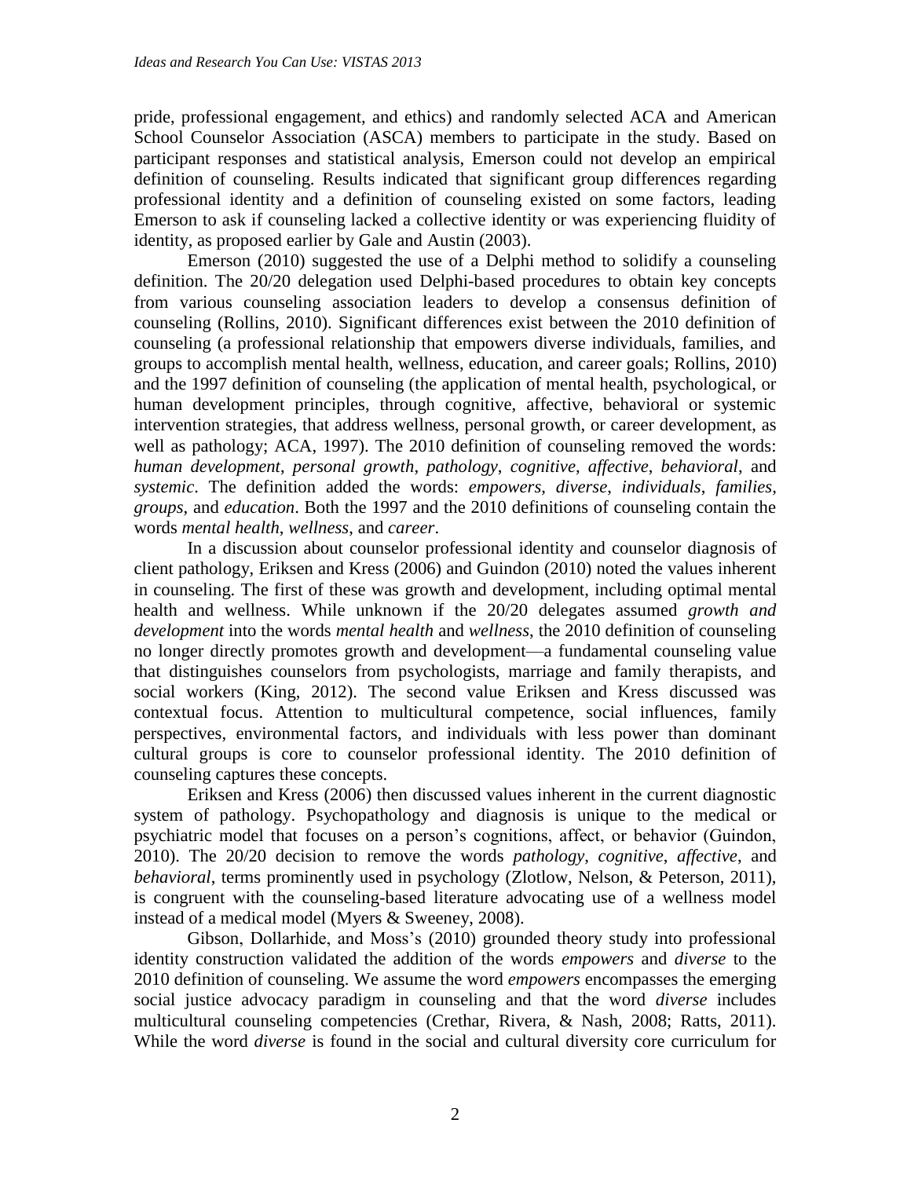pride, professional engagement, and ethics) and randomly selected ACA and American School Counselor Association (ASCA) members to participate in the study. Based on participant responses and statistical analysis, Emerson could not develop an empirical definition of counseling. Results indicated that significant group differences regarding professional identity and a definition of counseling existed on some factors, leading Emerson to ask if counseling lacked a collective identity or was experiencing fluidity of identity, as proposed earlier by Gale and Austin (2003).

Emerson (2010) suggested the use of a Delphi method to solidify a counseling definition. The 20/20 delegation used Delphi-based procedures to obtain key concepts from various counseling association leaders to develop a consensus definition of counseling (Rollins, 2010). Significant differences exist between the 2010 definition of counseling (a professional relationship that empowers diverse individuals, families, and groups to accomplish mental health, wellness, education, and career goals; Rollins, 2010) and the 1997 definition of counseling (the application of mental health, psychological, or human development principles, through cognitive, affective, behavioral or systemic intervention strategies, that address wellness, personal growth, or career development, as well as pathology; ACA, 1997). The 2010 definition of counseling removed the words: *human development*, *personal growth*, *pathology*, *cognitive*, *affective*, *behavioral*, and *systemic*. The definition added the words: *empowers*, *diverse*, *individuals*, *families*, *groups*, and *education*. Both the 1997 and the 2010 definitions of counseling contain the words *mental health*, *wellness*, and *career*.

In a discussion about counselor professional identity and counselor diagnosis of client pathology, Eriksen and Kress (2006) and Guindon (2010) noted the values inherent in counseling. The first of these was growth and development, including optimal mental health and wellness. While unknown if the 20/20 delegates assumed *growth and development* into the words *mental health* and *wellness*, the 2010 definition of counseling no longer directly promotes growth and development—a fundamental counseling value that distinguishes counselors from psychologists, marriage and family therapists, and social workers (King, 2012). The second value Eriksen and Kress discussed was contextual focus. Attention to multicultural competence, social influences, family perspectives, environmental factors, and individuals with less power than dominant cultural groups is core to counselor professional identity. The 2010 definition of counseling captures these concepts.

Eriksen and Kress (2006) then discussed values inherent in the current diagnostic system of pathology. Psychopathology and diagnosis is unique to the medical or psychiatric model that focuses on a person's cognitions, affect, or behavior (Guindon, 2010). The 20/20 decision to remove the words *pathology*, *cognitive*, *affective*, and *behavioral*, terms prominently used in psychology (Zlotlow, Nelson, & Peterson, 2011), is congruent with the counseling-based literature advocating use of a wellness model instead of a medical model (Myers & Sweeney, 2008).

Gibson, Dollarhide, and Moss's (2010) grounded theory study into professional identity construction validated the addition of the words *empowers* and *diverse* to the 2010 definition of counseling. We assume the word *empowers* encompasses the emerging social justice advocacy paradigm in counseling and that the word *diverse* includes multicultural counseling competencies (Crethar, Rivera, & Nash, 2008; Ratts, 2011). While the word *diverse* is found in the social and cultural diversity core curriculum for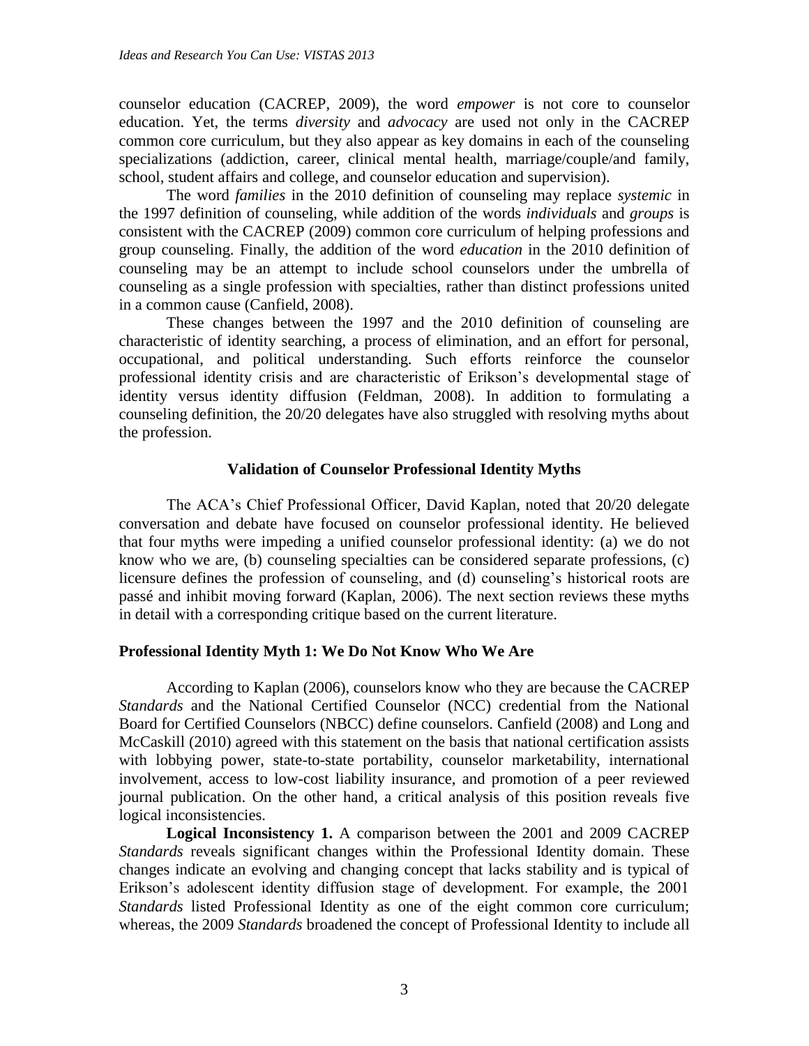counselor education (CACREP, 2009), the word *empower* is not core to counselor education. Yet, the terms *diversity* and *advocacy* are used not only in the CACREP common core curriculum, but they also appear as key domains in each of the counseling specializations (addiction, career, clinical mental health, marriage/couple/and family, school, student affairs and college, and counselor education and supervision).

The word *families* in the 2010 definition of counseling may replace *systemic* in the 1997 definition of counseling, while addition of the words *individuals* and *groups* is consistent with the CACREP (2009) common core curriculum of helping professions and group counseling. Finally, the addition of the word *education* in the 2010 definition of counseling may be an attempt to include school counselors under the umbrella of counseling as a single profession with specialties, rather than distinct professions united in a common cause (Canfield, 2008).

These changes between the 1997 and the 2010 definition of counseling are characteristic of identity searching, a process of elimination, and an effort for personal, occupational, and political understanding. Such efforts reinforce the counselor professional identity crisis and are characteristic of Erikson's developmental stage of identity versus identity diffusion (Feldman, 2008). In addition to formulating a counseling definition, the 20/20 delegates have also struggled with resolving myths about the profession.

## Validation of Counselor Professional Identity Myths

The ACA's Chief Professional Officer, David Kaplan, noted that 20/20 delegate conversation and debate have focused on counselor professional identity. He believed that four myths were impeding a unified counselor professional identity: (a) we do not know who we are, (b) counseling specialties can be considered separate professions, (c) licensure defines the profession of counseling, and (d) counseling's historical roots are passé and inhibit moving forward (Kaplan, 2006). The next section reviews these myths in detail with a corresponding critique based on the current literature.

### Professional Identity Myth 1: We Do Not Know Who We Are

According to Kaplan (2006), counselors know who they are because the CACREP *Standards* and the National Certified Counselor (NCC) credential from the National Board for Certified Counselors (NBCC) define counselors. Canfield (2008) and Long and McCaskill (2010) agreed with this statement on the basis that national certification assists with lobbying power, state-to-state portability, counselor marketability, international involvement, access to low-cost liability insurance, and promotion of a peer reviewed journal publication. On the other hand, a critical analysis of this position reveals five logical inconsistencies.

**Logical Inconsistency 1.** A comparison between the 2001 and 2009 CACREP *Standards* reveals significant changes within the Professional Identity domain. These changes indicate an evolving and changing concept that lacks stability and is typical of Erikson's adolescent identity diffusion stage of development. For example, the 2001 *Standards* listed Professional Identity as one of the eight common core curriculum; whereas, the 2009 *Standards* broadened the concept of Professional Identity to include all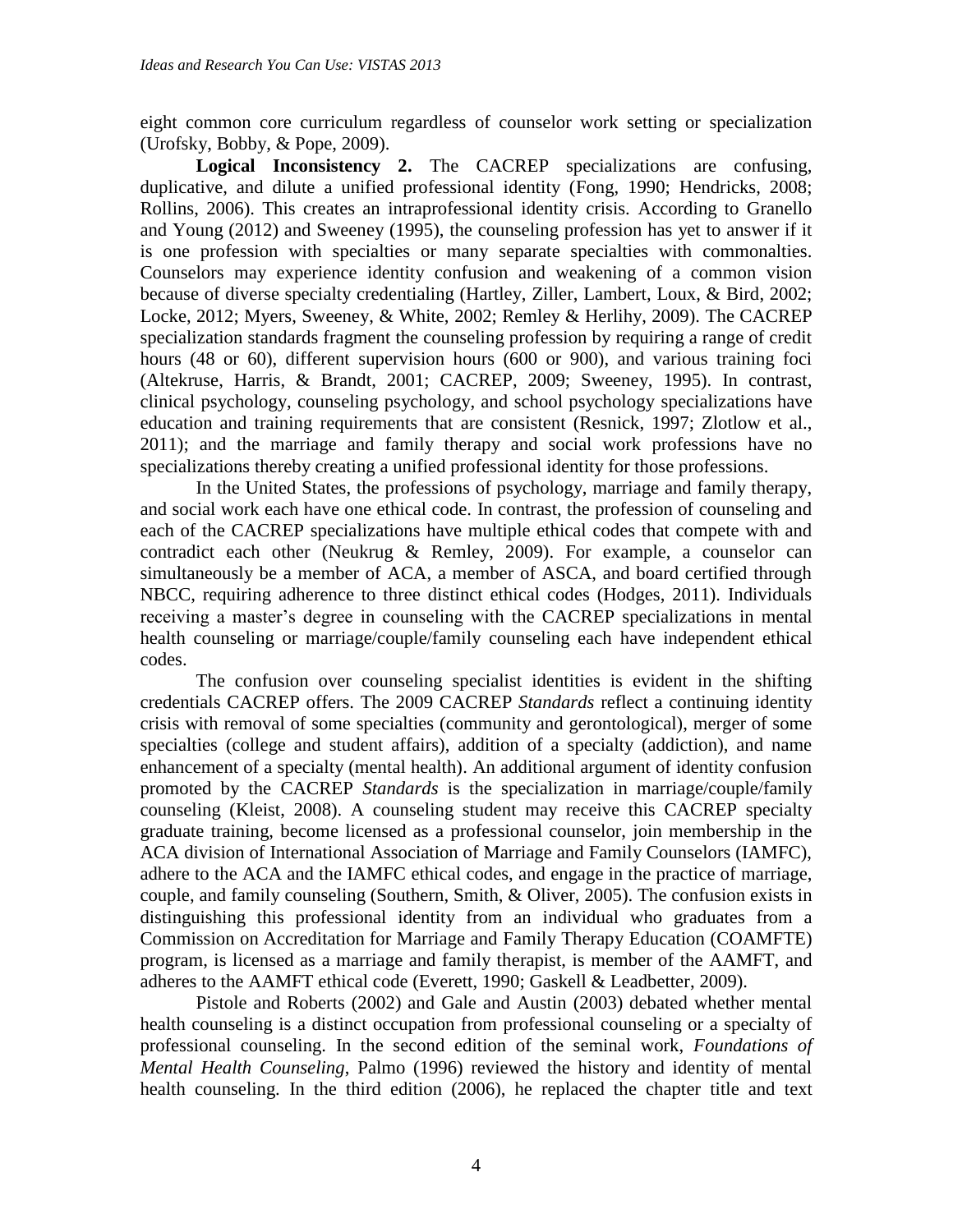eight common core curriculum regardless of counselor work setting or specialization (Urofsky, Bobby, & Pope, 2009).

**Logical Inconsistency 2.** The CACREP specializations are confusing, duplicative, and dilute a unified professional identity (Fong, 1990; Hendricks, 2008; Rollins, 2006). This creates an intraprofessional identity crisis. According to Granello and Young (2012) and Sweeney (1995), the counseling profession has yet to answer if it is one profession with specialties or many separate specialties with commonalties. Counselors may experience identity confusion and weakening of a common vision because of diverse specialty credentialing (Hartley, Ziller, Lambert, Loux, & Bird, 2002; Locke, 2012; Myers, Sweeney, & White, 2002; Remley & Herlihy, 2009). The CACREP specialization standards fragment the counseling profession by requiring a range of credit hours (48 or 60), different supervision hours (600 or 900), and various training foci (Altekruse, Harris, & Brandt, 2001; CACREP, 2009; Sweeney, 1995). In contrast, clinical psychology, counseling psychology, and school psychology specializations have education and training requirements that are consistent (Resnick, 1997; Zlotlow et al., 2011); and the marriage and family therapy and social work professions have no specializations thereby creating a unified professional identity for those professions.

In the United States, the professions of psychology, marriage and family therapy, and social work each have one ethical code. In contrast, the profession of counseling and each of the CACREP specializations have multiple ethical codes that compete with and contradict each other (Neukrug & Remley, 2009). For example, a counselor can simultaneously be a member of ACA, a member of ASCA, and board certified through NBCC, requiring adherence to three distinct ethical codes (Hodges, 2011). Individuals receiving a master's degree in counseling with the CACREP specializations in mental health counseling or marriage/couple/family counseling each have independent ethical codes.

The confusion over counseling specialist identities is evident in the shifting credentials CACREP offers. The 2009 CACREP *Standards* reflect a continuing identity crisis with removal of some specialties (community and gerontological), merger of some specialties (college and student affairs), addition of a specialty (addiction), and name enhancement of a specialty (mental health). An additional argument of identity confusion promoted by the CACREP *Standards* is the specialization in marriage/couple/family counseling (Kleist, 2008). A counseling student may receive this CACREP specialty graduate training, become licensed as a professional counselor, join membership in the ACA division of International Association of Marriage and Family Counselors (IAMFC), adhere to the ACA and the IAMFC ethical codes, and engage in the practice of marriage, couple, and family counseling (Southern, Smith, & Oliver, 2005). The confusion exists in distinguishing this professional identity from an individual who graduates from a Commission on Accreditation for Marriage and Family Therapy Education (COAMFTE) program, is licensed as a marriage and family therapist, is member of the AAMFT, and adheres to the AAMFT ethical code (Everett, 1990; Gaskell & Leadbetter, 2009).

Pistole and Roberts (2002) and Gale and Austin (2003) debated whether mental health counseling is a distinct occupation from professional counseling or a specialty of professional counseling. In the second edition of the seminal work, *Foundations of Mental Health Counseling*, Palmo (1996) reviewed the history and identity of mental health counseling. In the third edition (2006), he replaced the chapter title and text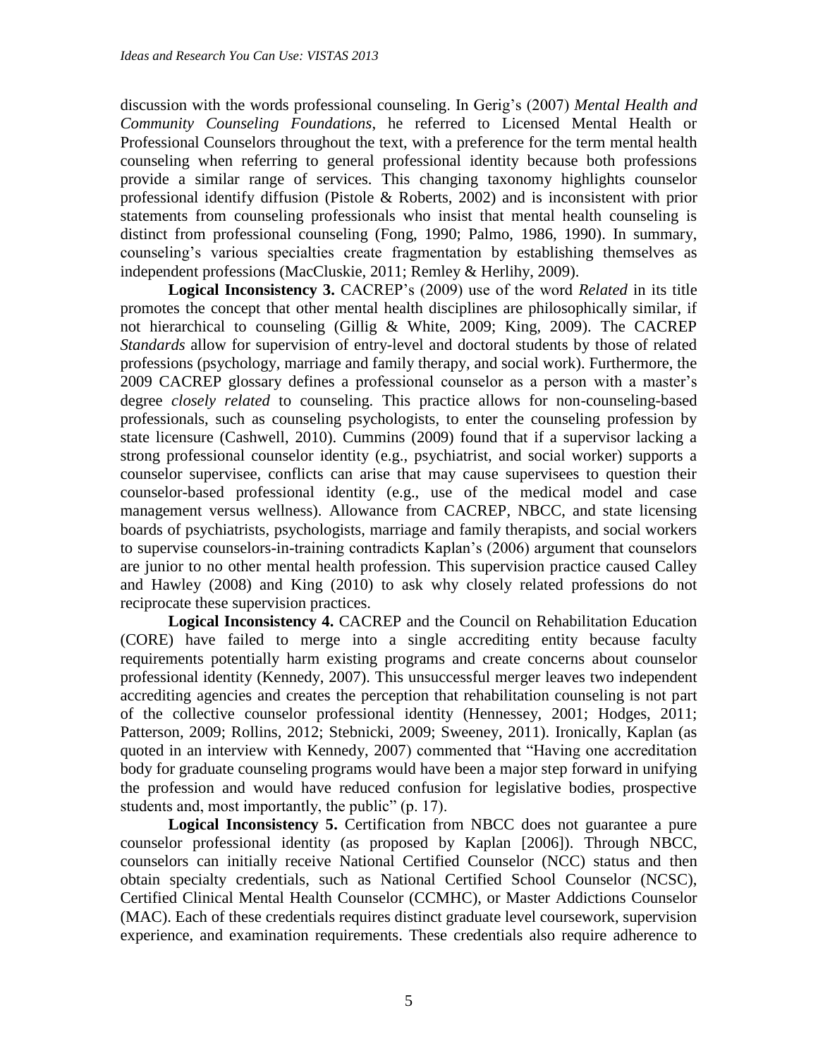discussion with the words professional counseling. In Gerig's (2007) *Mental Health and Community Counseling Foundations*, he referred to Licensed Mental Health or Professional Counselors throughout the text, with a preference for the term mental health counseling when referring to general professional identity because both professions provide a similar range of services. This changing taxonomy highlights counselor professional identify diffusion (Pistole & Roberts, 2002) and is inconsistent with prior statements from counseling professionals who insist that mental health counseling is distinct from professional counseling (Fong, 1990; Palmo, 1986, 1990). In summary, counseling's various specialties create fragmentation by establishing themselves as independent professions (MacCluskie, 2011; Remley & Herlihy, 2009).

**Logical Inconsistency 3.** CACREP's (2009) use of the word *Related* in its title promotes the concept that other mental health disciplines are philosophically similar, if not hierarchical to counseling (Gillig & White, 2009; King, 2009). The CACREP *Standards* allow for supervision of entry-level and doctoral students by those of related professions (psychology, marriage and family therapy, and social work). Furthermore, the 2009 CACREP glossary defines a professional counselor as a person with a master's degree *closely related* to counseling. This practice allows for non-counseling-based professionals, such as counseling psychologists, to enter the counseling profession by state licensure (Cashwell, 2010). Cummins (2009) found that if a supervisor lacking a strong professional counselor identity (e.g., psychiatrist, and social worker) supports a counselor supervisee, conflicts can arise that may cause supervisees to question their counselor-based professional identity (e.g., use of the medical model and case management versus wellness). Allowance from CACREP, NBCC, and state licensing boards of psychiatrists, psychologists, marriage and family therapists, and social workers to supervise counselors-in-training contradicts Kaplan's (2006) argument that counselors are junior to no other mental health profession. This supervision practice caused Calley and Hawley (2008) and King (2010) to ask why closely related professions do not reciprocate these supervision practices.

**Logical Inconsistency 4.** CACREP and the Council on Rehabilitation Education (CORE) have failed to merge into a single accrediting entity because faculty requirements potentially harm existing programs and create concerns about counselor professional identity (Kennedy, 2007). This unsuccessful merger leaves two independent accrediting agencies and creates the perception that rehabilitation counseling is not part of the collective counselor professional identity (Hennessey, 2001; Hodges, 2011; Patterson, 2009; Rollins, 2012; Stebnicki, 2009; Sweeney, 2011). Ironically, Kaplan (as quoted in an interview with Kennedy, 2007) commented that "Having one accreditation body for graduate counseling programs would have been a major step forward in unifying the profession and would have reduced confusion for legislative bodies, prospective students and, most importantly, the public" (p. 17).

**Logical Inconsistency 5.** Certification from NBCC does not guarantee a pure counselor professional identity (as proposed by Kaplan [2006]). Through NBCC, counselors can initially receive National Certified Counselor (NCC) status and then obtain specialty credentials, such as National Certified School Counselor (NCSC), Certified Clinical Mental Health Counselor (CCMHC), or Master Addictions Counselor (MAC). Each of these credentials requires distinct graduate level coursework, supervision experience, and examination requirements. These credentials also require adherence to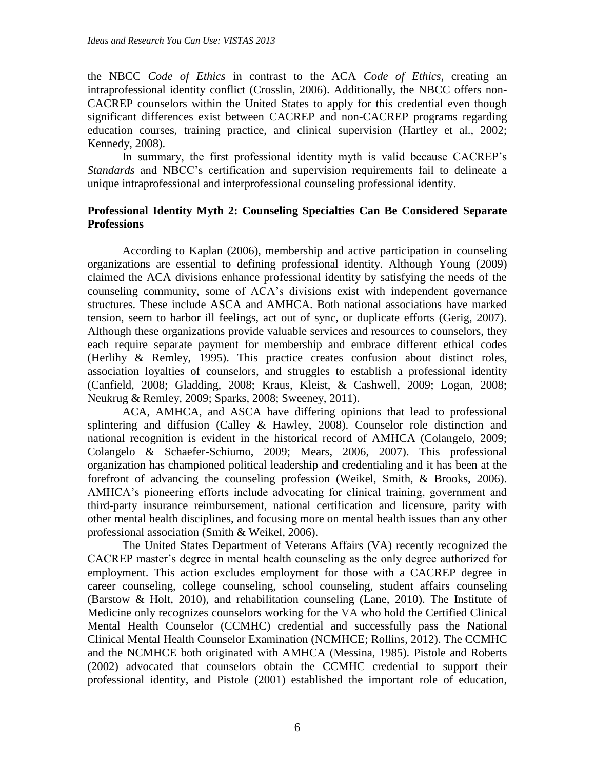the NBCC *Code of Ethics* in contrast to the ACA *Code of Ethics*, creating an intraprofessional identity conflict (Crosslin, 2006). Additionally, the NBCC offers non-CACREP counselors within the United States to apply for this credential even though significant differences exist between CACREP and non-CACREP programs regarding education courses, training practice, and clinical supervision (Hartley et al., 2002; Kennedy, 2008).

In summary, the first professional identity myth is valid because CACREP's *Standards* and NBCC's certification and supervision requirements fail to delineate a unique intraprofessional and interprofessional counseling professional identity.

**Professional Identity Myth 2: Counseling Specialties Can Be Considered Separate Professions**

According to Kaplan (2006), membership and active participation in counseling organizations are essential to defining professional identity. Although Young (2009) claimed the ACA divisions enhance professional identity by satisfying the needs of the counseling community, some of ACA's divisions exist with independent governance structures. These include ASCA and AMHCA. Both national associations have marked tension, seem to harbor ill feelings, act out of sync, or duplicate efforts (Gerig, 2007). Although these organizations provide valuable services and resources to counselors, they each require separate payment for membership and embrace different ethical codes (Herlihy & Remley, 1995). This practice creates confusion about distinct roles, association loyalties of counselors, and struggles to establish a professional identity (Canfield, 2008; Gladding, 2008; Kraus, Kleist, & Cashwell, 2009; Logan, 2008; Neukrug & Remley, 2009; Sparks, 2008; Sweeney, 2011).

ACA, AMHCA, and ASCA have differing opinions that lead to professional splintering and diffusion (Calley & Hawley, 2008). Counselor role distinction and national recognition is evident in the historical record of AMHCA (Colangelo, 2009; Colangelo & Schaefer-Schiumo, 2009; Mears, 2006, 2007). This professional organization has championed political leadership and credentialing and it has been at the forefront of advancing the counseling profession (Weikel, Smith, & Brooks, 2006). AMHCA's pioneering efforts include advocating for clinical training, government and third-party insurance reimbursement, national certification and licensure, parity with other mental health disciplines, and focusing more on mental health issues than any other professional association (Smith & Weikel, 2006).

The United States Department of Veterans Affairs (VA) recently recognized the CACREP master's degree in mental health counseling as the only degree authorized for employment. This action excludes employment for those with a CACREP degree in career counseling, college counseling, school counseling, student affairs counseling (Barstow & Holt, 2010), and rehabilitation counseling (Lane, 2010). The Institute of Medicine only recognizes counselors working for the VA who hold the Certified Clinical Mental Health Counselor (CCMHC) credential and successfully pass the National Clinical Mental Health Counselor Examination (NCMHCE; Rollins, 2012). The CCMHC and the NCMHCE both originated with AMHCA (Messina, 1985). Pistole and Roberts (2002) advocated that counselors obtain the CCMHC credential to support their professional identity, and Pistole (2001) established the important role of education,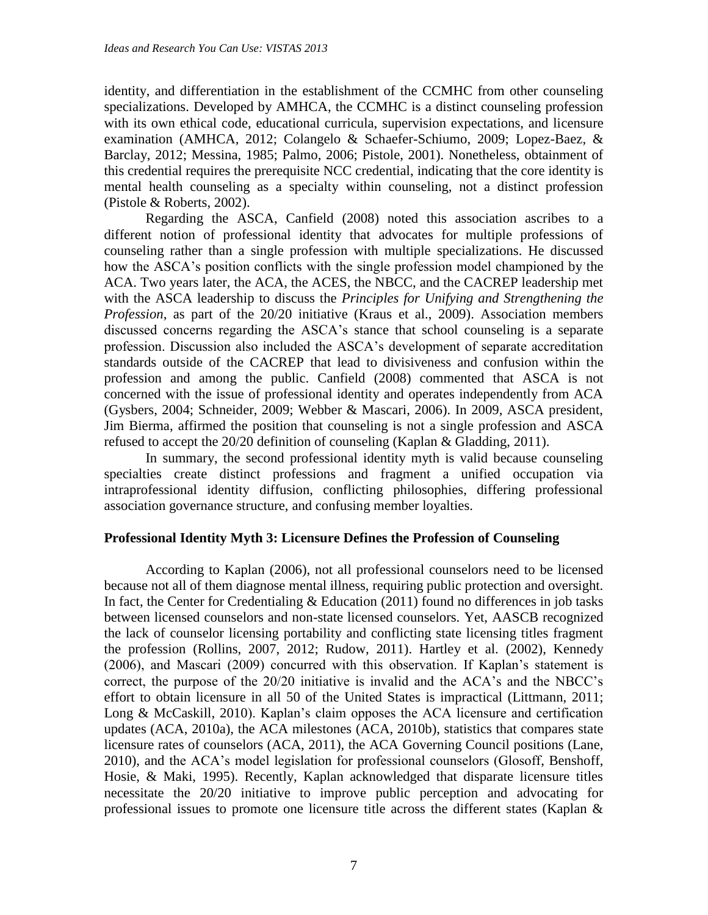identity, and differentiation in the establishment of the CCMHC from other counseling specializations. Developed by AMHCA, the CCMHC is a distinct counseling profession with its own ethical code, educational curricula, supervision expectations, and licensure examination (AMHCA, 2012; Colangelo & Schaefer-Schiumo, 2009; Lopez-Baez, & Barclay, 2012; Messina, 1985; Palmo, 2006; Pistole, 2001). Nonetheless, obtainment of this credential requires the prerequisite NCC credential, indicating that the core identity is mental health counseling as a specialty within counseling, not a distinct profession (Pistole & Roberts, 2002).

Regarding the ASCA, Canfield (2008) noted this association ascribes to a different notion of professional identity that advocates for multiple professions of counseling rather than a single profession with multiple specializations. He discussed how the ASCA's position conflicts with the single profession model championed by the ACA. Two years later, the ACA, the ACES, the NBCC, and the CACREP leadership met with the ASCA leadership to discuss the *Principles for Unifying and Strengthening the Profession*, as part of the 20/20 initiative (Kraus et al., 2009). Association members discussed concerns regarding the ASCA's stance that school counseling is a separate profession. Discussion also included the ASCA's development of separate accreditation standards outside of the CACREP that lead to divisiveness and confusion within the profession and among the public. Canfield (2008) commented that ASCA is not concerned with the issue of professional identity and operates independently from ACA (Gysbers, 2004; Schneider, 2009; Webber & Mascari, 2006). In 2009, ASCA president, Jim Bierma, affirmed the position that counseling is not a single profession and ASCA refused to accept the 20/20 definition of counseling (Kaplan & Gladding, 2011).

In summary, the second professional identity myth is valid because counseling specialties create distinct professions and fragment a unified occupation via intraprofessional identity diffusion, conflicting philosophies, differing professional association governance structure, and confusing member loyalties.

## Professional Identity Myth 3: Licensure Defines the Profession of Counseling

According to Kaplan (2006), not all professional counselors need to be licensed because not all of them diagnose mental illness, requiring public protection and oversight. In fact, the Center for Credentialing & Education (2011) found no differences in job tasks between licensed counselors and non-state licensed counselors. Yet, AASCB recognized the lack of counselor licensing portability and conflicting state licensing titles fragment the profession (Rollins, 2007, 2012; Rudow, 2011). Hartley et al. (2002), Kennedy (2006), and Mascari (2009) concurred with this observation. If Kaplan's statement is correct, the purpose of the 20/20 initiative is invalid and the ACA's and the NBCC's effort to obtain licensure in all 50 of the United States is impractical (Littmann, 2011; Long & McCaskill, 2010). Kaplan's claim opposes the ACA licensure and certification updates (ACA, 2010a), the ACA milestones (ACA, 2010b), statistics that compares state licensure rates of counselors (ACA, 2011), the ACA Governing Council positions (Lane, 2010), and the ACA's model legislation for professional counselors (Glosoff, Benshoff, Hosie, & Maki, 1995). Recently, Kaplan acknowledged that disparate licensure titles necessitate the 20/20 initiative to improve public perception and advocating for professional issues to promote one licensure title across the different states (Kaplan &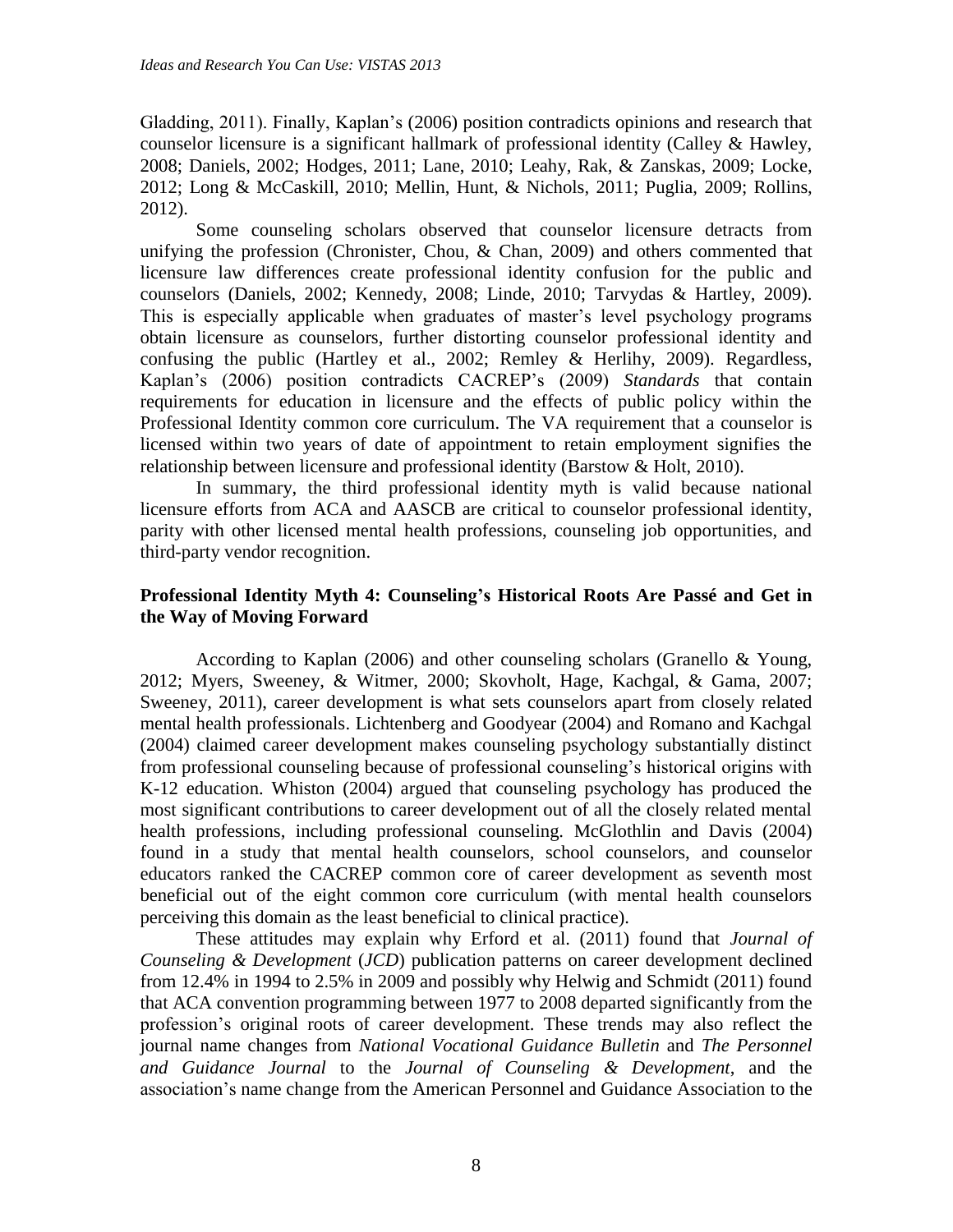Gladding, 2011). Finally, Kaplan's (2006) position contradicts opinions and research that counselor licensure is a significant hallmark of professional identity (Calley & Hawley, 2008; Daniels, 2002; Hodges, 2011; Lane, 2010; Leahy, Rak, & Zanskas, 2009; Locke, 2012; Long & McCaskill, 2010; Mellin, Hunt, & Nichols, 2011; Puglia, 2009; Rollins, 2012).

Some counseling scholars observed that counselor licensure detracts from unifying the profession (Chronister, Chou, & Chan, 2009) and others commented that licensure law differences create professional identity confusion for the public and counselors (Daniels, 2002; Kennedy, 2008; Linde, 2010; Tarvydas & Hartley, 2009). This is especially applicable when graduates of master's level psychology programs obtain licensure as counselors, further distorting counselor professional identity and confusing the public (Hartley et al., 2002; Remley & Herlihy, 2009). Regardless, Kaplan's (2006) position contradicts CACREP's (2009) *Standards* that contain requirements for education in licensure and the effects of public policy within the Professional Identity common core curriculum. The VA requirement that a counselor is licensed within two years of date of appointment to retain employment signifies the relationship between licensure and professional identity (Barstow & Holt, 2010).

In summary, the third professional identity myth is valid because national licensure efforts from ACA and AASCB are critical to counselor professional identity, parity with other licensed mental health professions, counseling job opportunities, and third-party vendor recognition.

### Professional Identity Myth 4: Counseling's Historical Roots Are Passé and Get in the Way of Moving Forward

According to Kaplan (2006) and other counseling scholars (Granello & Young, 2012; Myers, Sweeney, & Witmer, 2000; Skovholt, Hage, Kachgal, & Gama, 2007; Sweeney, 2011), career development is what sets counselors apart from closely related mental health professionals. Lichtenberg and Goodyear (2004) and Romano and Kachgal (2004) claimed career development makes counseling psychology substantially distinct from professional counseling because of professional counseling's historical origins with K-12 education. Whiston (2004) argued that counseling psychology has produced the most significant contributions to career development out of all the closely related mental health professions, including professional counseling. McGlothlin and Davis (2004) found in a study that mental health counselors, school counselors, and counselor educators ranked the CACREP common core of career development as seventh most beneficial out of the eight common core curriculum (with mental health counselors perceiving this domain as the least beneficial to clinical practice).

These attitudes may explain why Erford et al. (2011) found that *Journal of Counseling & Development* (*JCD*) publication patterns on career development declined from 12.4% in 1994 to 2.5% in 2009 and possibly why Helwig and Schmidt (2011) found that ACA convention programming between 1977 to 2008 departed significantly from the profession's original roots of career development. These trends may also reflect the journal name changes from *National Vocational Guidance Bulletin* and *The Personnel and Guidance Journal* to the *Journal of Counseling & Development*, and the association's name change from the American Personnel and Guidance Association to the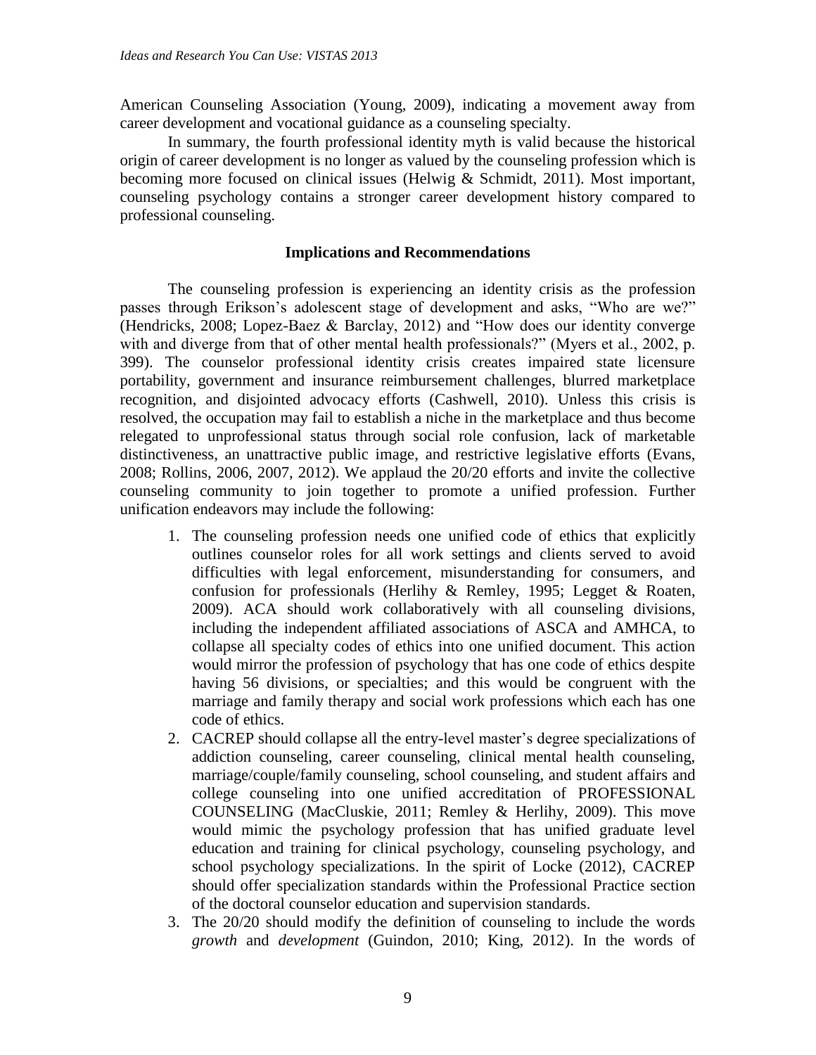American Counseling Association (Young, 2009), indicating a movement away from career development and vocational guidance as a counseling specialty.

In summary, the fourth professional identity myth is valid because the historical origin of career development is no longer as valued by the counseling profession which is becoming more focused on clinical issues (Helwig & Schmidt, 2011). Most important, counseling psychology contains a stronger career development history compared to professional counseling.

## Implications and Recommendations

The counseling profession is experiencing an identity crisis as the profession passes through Erikson's adolescent stage of development and asks, "Who are we?" (Hendricks, 2008; Lopez-Baez & Barclay, 2012) and "How does our identity converge with and diverge from that of other mental health professionals?" (Myers et al., 2002, p. 399). The counselor professional identity crisis creates impaired state licensure portability, government and insurance reimbursement challenges, blurred marketplace recognition, and disjointed advocacy efforts (Cashwell, 2010). Unless this crisis is resolved, the occupation may fail to establish a niche in the marketplace and thus become relegated to unprofessional status through social role confusion, lack of marketable distinctiveness, an unattractive public image, and restrictive legislative efforts (Evans, 2008; Rollins, 2006, 2007, 2012). We applaud the 20/20 efforts and invite the collective counseling community to join together to promote a unified profession. Further unification endeavors may include the following:

1. The counseling profession needs one unified code of ethics that explicitly outlines counselor roles for all work settings and clients served to avoid difficulties with legal enforcement, misunderstanding for consumers, and confusion for professionals (Herlihy & Remley, 1995; Legget & Roaten, 2009). ACA should work collaboratively with all counseling divisions, including the independent affiliated associations of ASCA and AMHCA, to collapse all specialty codes of ethics into one unified document. This action would mirror the profession of psychology that has one code of ethics despite having 56 divisions, or specialties; and this would be congruent with the marriage and family therapy and social work professions which each has one code of ethics.
2. CACREP should collapse all the entry-level master's degree specializations of addiction counseling, career counseling, clinical mental health counseling, marriage/couple/family counseling, school counseling, and student affairs and college counseling into one unified accreditation of PROFESSIONAL COUNSELING (MacCluskie, 2011; Remley & Herlihy, 2009). This move would mimic the psychology profession that has unified graduate level education and training for clinical psychology, counseling psychology, and school psychology specializations. In the spirit of Locke (2012), CACREP should offer specialization standards within the Professional Practice section of the doctoral counselor education and supervision standards.
3. The 20/20 should modify the definition of counseling to include the words *growth* and *development* (Guindon, 2010; King, 2012). In the words of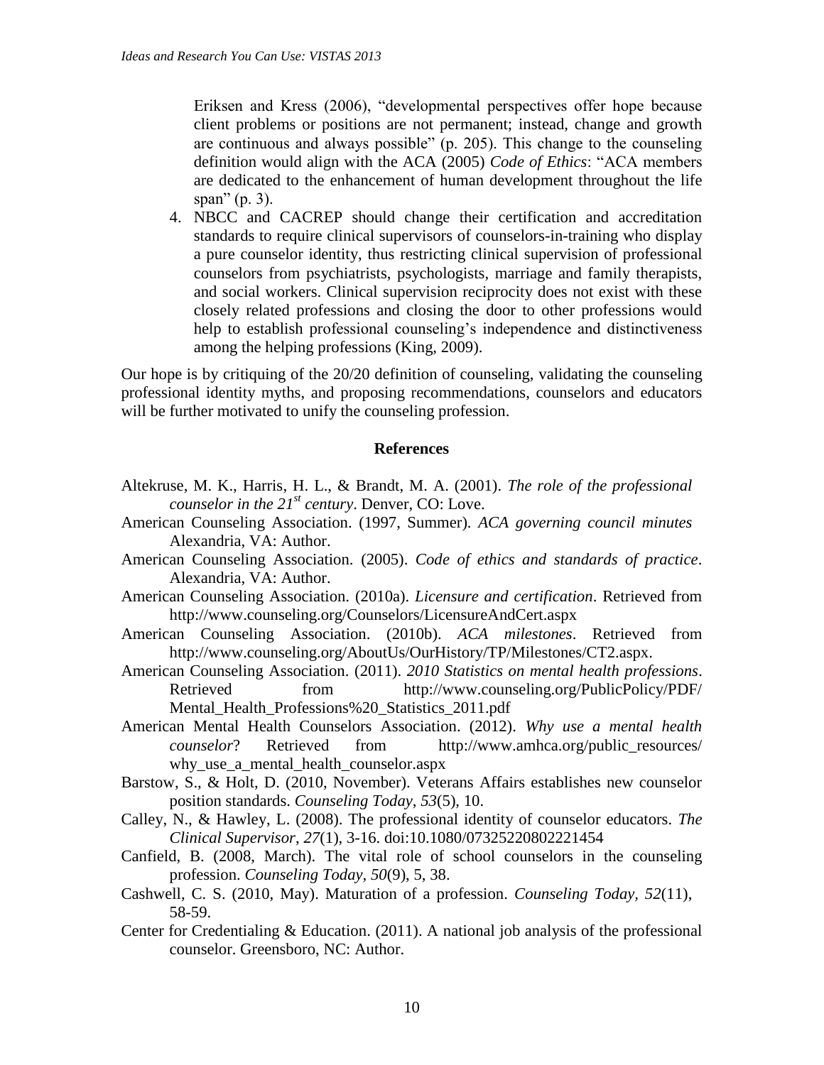Eriksen and Kress (2006), "developmental perspectives offer hope because client problems or positions are not permanent; instead, change and growth are continuous and always possible" (p. 205). This change to the counseling definition would align with the ACA (2005) *Code of Ethics*: "ACA members are dedicated to the enhancement of human development throughout the life span" (p. 3).

4. NBCC and CACREP should change their certification and accreditation standards to require clinical supervisors of counselors-in-training who display a pure counselor identity, thus restricting clinical supervision of professional counselors from psychiatrists, psychologists, marriage and family therapists, and social workers. Clinical supervision reciprocity does not exist with these closely related professions and closing the door to other professions would help to establish professional counseling's independence and distinctiveness among the helping professions (King, 2009).

Our hope is by critiquing of the 20/20 definition of counseling, validating the counseling professional identity myths, and proposing recommendations, counselors and educators will be further motivated to unify the counseling profession.

## References

Altekruse, M. K., Harris, H. L., & Brandt, M. A. (2001). *The role of the professional counselor in the 21st century*. Denver, CO: Love.

American Counseling Association. (1997, Summer). *ACA governing council minutes* Alexandria, VA: Author.

American Counseling Association. (2005). *Code of ethics and standards of practice*. Alexandria, VA: Author.

American Counseling Association. (2010a). *Licensure and certification*. Retrieved from http://www.counseling.org/Counselors/LicensureAndCert.aspx

American Counseling Association. (2010b). *ACA milestones*. Retrieved from http://www.counseling.org/AboutUs/OurHistory/TP/Milestones/CT2.aspx.

American Counseling Association. (2011). *2010 Statistics on mental health professions*. Retrieved from http://www.counseling.org/PublicPolicy/PDF/Mental_Health_Professions%20_Statistics_2011.pdf

American Mental Health Counselors Association. (2012). *Why use a mental health counselor*? Retrieved from http://www.amhca.org/public_resources/why_use_a_mental_health_counselor.aspx

Barstow, S., & Holt, D. (2010, November). Veterans Affairs establishes new counselor position standards. *Counseling Today, 53*(5), 10.

Calley, N., & Hawley, L. (2008). The professional identity of counselor educators. *The Clinical Supervisor, 27*(1), 3-16. doi:10.1080/07325220802221454

Canfield, B. (2008, March). The vital role of school counselors in the counseling profession. *Counseling Today, 50*(9), 5, 38.

Cashwell, C. S. (2010, May). Maturation of a profession. *Counseling Today, 52*(11), 58-59.

Center for Credentialing & Education. (2011). A national job analysis of the professional counselor. Greensboro, NC: Author.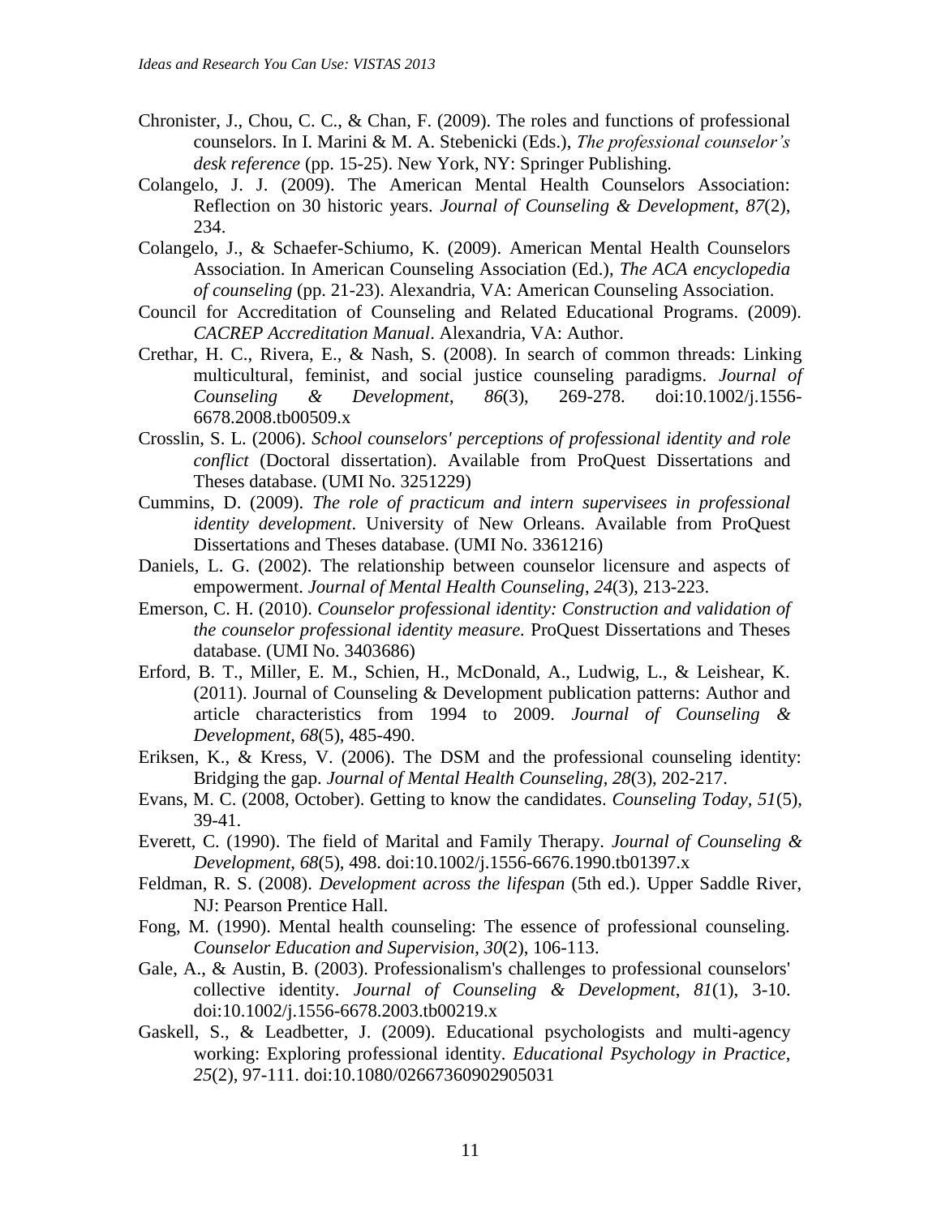Chronister, J., Chou, C. C., & Chan, F. (2009). The roles and functions of professional counselors. In I. Marini & M. A. Stebenicki (Eds.), *The professional counselor's desk reference* (pp. 15-25). New York, NY: Springer Publishing.

Colangelo, J. J. (2009). The American Mental Health Counselors Association: Reflection on 30 historic years. *Journal of Counseling & Development*, *87*(2), 234.

Colangelo, J., & Schaefer-Schiumo, K. (2009). American Mental Health Counselors Association. In American Counseling Association (Ed.), *The ACA encyclopedia of counseling* (pp. 21-23). Alexandria, VA: American Counseling Association.

Council for Accreditation of Counseling and Related Educational Programs. (2009). *CACREP Accreditation Manual*. Alexandria, VA: Author.

Crethar, H. C., Rivera, E., & Nash, S. (2008). In search of common threads: Linking multicultural, feminist, and social justice counseling paradigms. *Journal of Counseling & Development*, *86*(3), 269-278. doi:10.1002/j.1556-6678.2008.tb00509.x

Crosslin, S. L. (2006). *School counselors' perceptions of professional identity and role conflict* (Doctoral dissertation). Available from ProQuest Dissertations and Theses database. (UMI No. 3251229)

Cummins, D. (2009). *The role of practicum and intern supervisees in professional identity development*. University of New Orleans. Available from ProQuest Dissertations and Theses database. (UMI No. 3361216)

Daniels, L. G. (2002). The relationship between counselor licensure and aspects of empowerment. *Journal of Mental Health Counseling*, *24*(3), 213-223.

Emerson, C. H. (2010). *Counselor professional identity: Construction and validation of the counselor professional identity measure.* ProQuest Dissertations and Theses database. (UMI No. 3403686)

Erford, B. T., Miller, E. M., Schien, H., McDonald, A., Ludwig, L., & Leishear, K. (2011). Journal of Counseling & Development publication patterns: Author and article characteristics from 1994 to 2009. *Journal of Counseling & Development*, *68*(5), 485-490.

Eriksen, K., & Kress, V. (2006). The DSM and the professional counseling identity: Bridging the gap. *Journal of Mental Health Counseling*, *28*(3), 202-217.

Evans, M. C. (2008, October). Getting to know the candidates. *Counseling Today, 51*(5), 39-41.

Everett, C. (1990). The field of Marital and Family Therapy. *Journal of Counseling & Development*, *68*(5), 498. doi:10.1002/j.1556-6676.1990.tb01397.x

Feldman, R. S. (2008). *Development across the lifespan* (5th ed.). Upper Saddle River, NJ: Pearson Prentice Hall.

Fong, M. (1990). Mental health counseling: The essence of professional counseling. *Counselor Education and Supervision, 30*(2), 106-113.

Gale, A., & Austin, B. (2003). Professionalism's challenges to professional counselors' collective identity. *Journal of Counseling & Development*, *81*(1), 3-10. doi:10.1002/j.1556-6678.2003.tb00219.x

Gaskell, S., & Leadbetter, J. (2009). Educational psychologists and multi-agency working: Exploring professional identity. *Educational Psychology in Practice*, *25*(2), 97-111. doi:10.1080/02667360902905031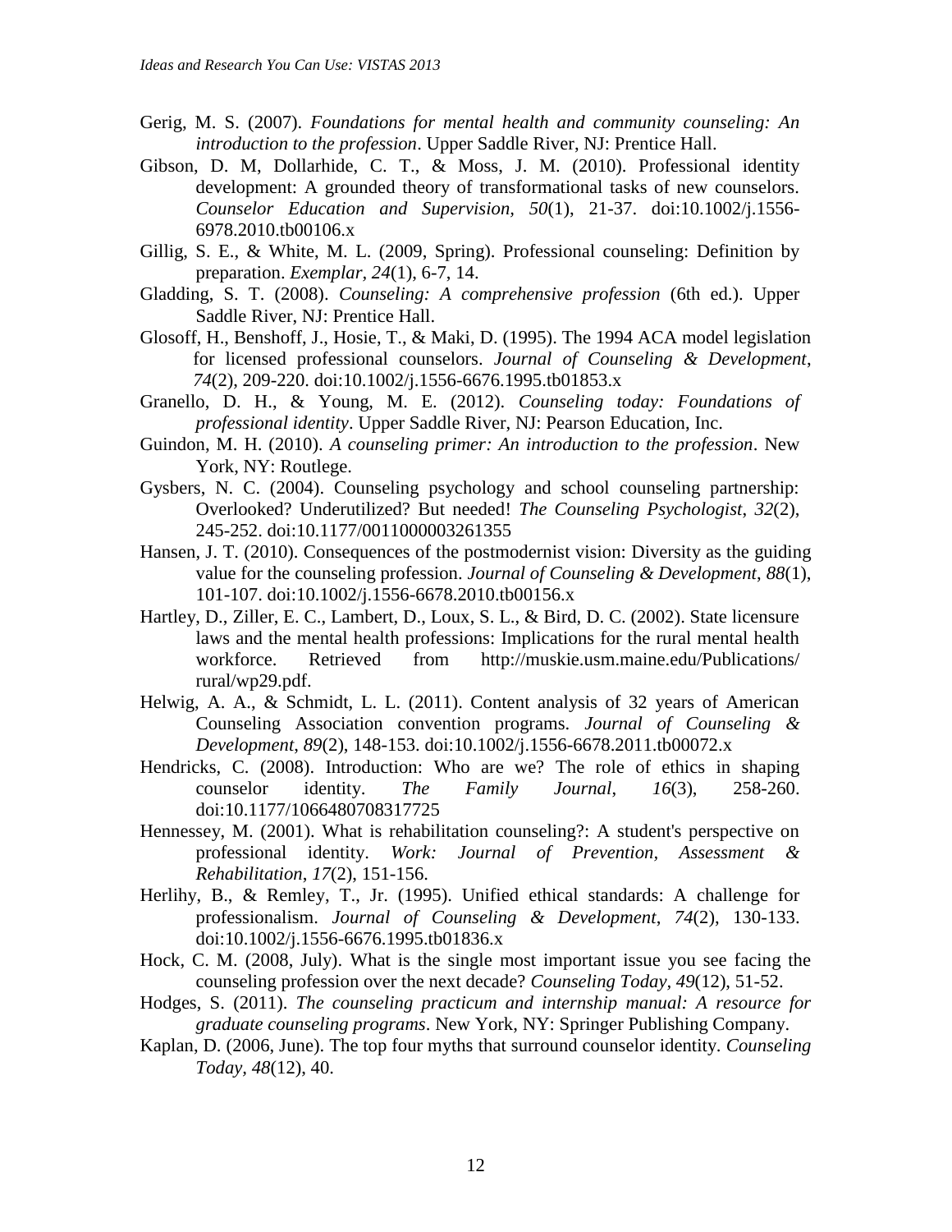Gerig, M. S. (2007). *Foundations for mental health and community counseling: An introduction to the profession*. Upper Saddle River, NJ: Prentice Hall.

Gibson, D. M, Dollarhide, C. T., & Moss, J. M. (2010). Professional identity development: A grounded theory of transformational tasks of new counselors. *Counselor Education and Supervision, 50*(1), 21-37. doi:10.1002/j.1556-6978.2010.tb00106.x

Gillig, S. E., & White, M. L. (2009, Spring). Professional counseling: Definition by preparation. *Exemplar, 24*(1), 6-7, 14.

Gladding, S. T. (2008). *Counseling: A comprehensive profession* (6th ed.). Upper Saddle River, NJ: Prentice Hall.

Glosoff, H., Benshoff, J., Hosie, T., & Maki, D. (1995). The 1994 ACA model legislation for licensed professional counselors. *Journal of Counseling & Development*, *74*(2), 209-220. doi:10.1002/j.1556-6676.1995.tb01853.x

Granello, D. H., & Young, M. E. (2012). *Counseling today: Foundations of professional identity*. Upper Saddle River, NJ: Pearson Education, Inc.

Guindon, M. H. (2010). *A counseling primer: An introduction to the profession*. New York, NY: Routlege.

Gysbers, N. C. (2004). Counseling psychology and school counseling partnership: Overlooked? Underutilized? But needed! *The Counseling Psychologist*, *32*(2), 245-252. doi:10.1177/0011000003261355

Hansen, J. T. (2010). Consequences of the postmodernist vision: Diversity as the guiding value for the counseling profession. *Journal of Counseling & Development, 88*(1), 101-107. doi:10.1002/j.1556-6678.2010.tb00156.x

Hartley, D., Ziller, E. C., Lambert, D., Loux, S. L., & Bird, D. C. (2002). State licensure laws and the mental health professions: Implications for the rural mental health workforce. Retrieved from http://muskie.usm.maine.edu/Publications/rural/wp29.pdf.

Helwig, A. A., & Schmidt, L. L. (2011). Content analysis of 32 years of American Counseling Association convention programs. *Journal of Counseling & Development*, *89*(2), 148-153. doi:10.1002/j.1556-6678.2011.tb00072.x

Hendricks, C. (2008). Introduction: Who are we? The role of ethics in shaping counselor identity. *The Family Journal*, *16*(3), 258-260. doi:10.1177/1066480708317725

Hennessey, M. (2001). What is rehabilitation counseling?: A student's perspective on professional identity. *Work: Journal of Prevention, Assessment & Rehabilitation*, *17*(2), 151-156.

Herlihy, B., & Remley, T., Jr. (1995). Unified ethical standards: A challenge for professionalism. *Journal of Counseling & Development*, *74*(2), 130-133. doi:10.1002/j.1556-6676.1995.tb01836.x

Hock, C. M. (2008, July). What is the single most important issue you see facing the counseling profession over the next decade? *Counseling Today*, *49*(12), 51-52.

Hodges, S. (2011). *The counseling practicum and internship manual: A resource for graduate counseling programs*. New York, NY: Springer Publishing Company.

Kaplan, D. (2006, June). The top four myths that surround counselor identity. *Counseling Today, 48*(12), 40.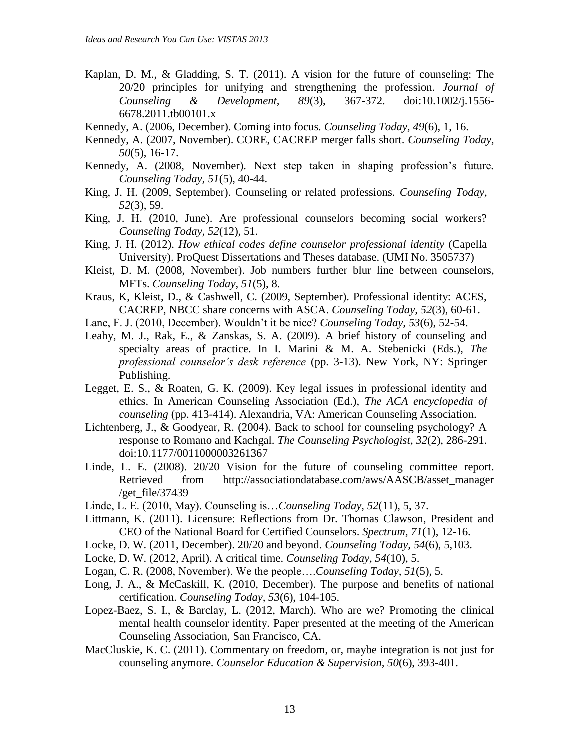Kaplan, D. M., & Gladding, S. T. (2011). A vision for the future of counseling: The 20/20 principles for unifying and strengthening the profession. *Journal of Counseling & Development, 89*(3), 367-372. doi:10.1002/j.1556-6678.2011.tb00101.x

Kennedy, A. (2006, December). Coming into focus. *Counseling Today*, *49*(6), 1, 16.

Kennedy, A. (2007, November). CORE, CACREP merger falls short. *Counseling Today, 50*(5), 16-17.

Kennedy, A. (2008, November). Next step taken in shaping profession's future. *Counseling Today, 51*(5), 40-44.

King, J. H. (2009, September). Counseling or related professions. *Counseling Today, 52*(3), 59.

King, J. H. (2010, June). Are professional counselors becoming social workers? *Counseling Today*, *52*(12), 51.

King, J. H. (2012). *How ethical codes define counselor professional identity* (Capella University). ProQuest Dissertations and Theses database. (UMI No. 3505737)

Kleist, D. M. (2008, November). Job numbers further blur line between counselors, MFTs. *Counseling Today*, *51*(5), 8.

Kraus, K, Kleist, D., & Cashwell, C. (2009, September). Professional identity: ACES, CACREP, NBCC share concerns with ASCA. *Counseling Today*, *52*(3), 60-61.

Lane, F. J. (2010, December). Wouldn't it be nice? *Counseling Today, 53*(6), 52-54.

Leahy, M. J., Rak, E., & Zanskas, S. A. (2009). A brief history of counseling and specialty areas of practice. In I. Marini & M. A. Stebenicki (Eds.), *The professional counselor's desk reference* (pp. 3-13). New York, NY: Springer Publishing.

Legget, E. S., & Roaten, G. K. (2009). Key legal issues in professional identity and ethics. In American Counseling Association (Ed.), *The ACA encyclopedia of counseling* (pp. 413-414). Alexandria, VA: American Counseling Association.

Lichtenberg, J., & Goodyear, R. (2004). Back to school for counseling psychology? A response to Romano and Kachgal. *The Counseling Psychologist*, *32*(2), 286-291. doi:10.1177/0011000003261367

Linde, L. E. (2008). 20/20 Vision for the future of counseling committee report. Retrieved from http://associationdatabase.com/aws/AASCB/asset_manager/get_file/37439

Linde, L. E. (2010, May). Counseling is…*Counseling Today, 52*(11), 5, 37.

Littmann, K. (2011). Licensure: Reflections from Dr. Thomas Clawson, President and CEO of the National Board for Certified Counselors. *Spectrum*, *71*(1), 12-16.

Locke, D. W. (2011, December). 20/20 and beyond. *Counseling Today, 54*(6), 5,103.

Locke, D. W. (2012, April). A critical time. *Counseling Today, 54*(10), 5.

Logan, C. R. (2008, November). We the people….*Counseling Today, 51*(5), 5.

Long, J. A., & McCaskill, K. (2010, December). The purpose and benefits of national certification. *Counseling Today, 53*(6), 104-105.

Lopez-Baez, S. I., & Barclay, L. (2012, March). Who are we? Promoting the clinical mental health counselor identity. Paper presented at the meeting of the American Counseling Association, San Francisco, CA.

MacCluskie, K. C. (2011). Commentary on freedom, or, maybe integration is not just for counseling anymore. *Counselor Education & Supervision*, *50*(6), 393-401.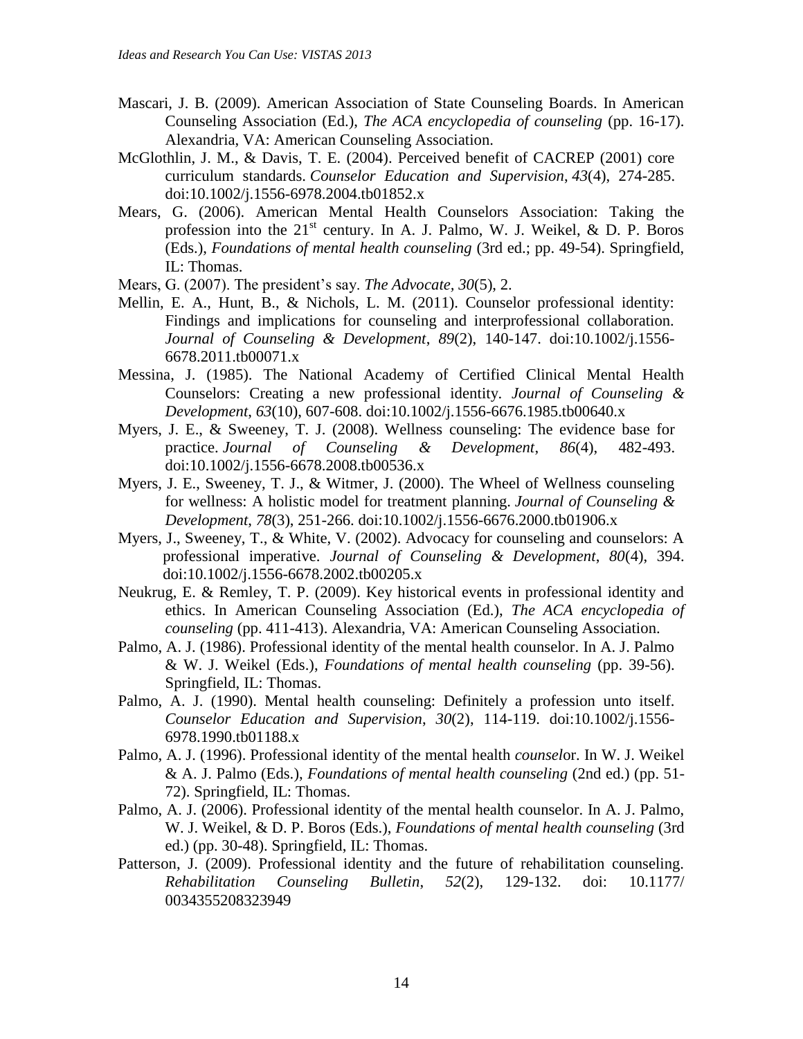Mascari, J. B. (2009). American Association of State Counseling Boards. In American Counseling Association (Ed.), *The ACA encyclopedia of counseling* (pp. 16-17). Alexandria, VA: American Counseling Association.

McGlothlin, J. M., & Davis, T. E. (2004). Perceived benefit of CACREP (2001) core curriculum standards. *Counselor Education and Supervision*, *43*(4), 274-285. doi:10.1002/j.1556-6978.2004.tb01852.x

Mears, G. (2006). American Mental Health Counselors Association: Taking the profession into the 21st century. In A. J. Palmo, W. J. Weikel, & D. P. Boros (Eds.), *Foundations of mental health counseling* (3rd ed.; pp. 49-54). Springfield, IL: Thomas.

Mears, G. (2007). The president's say. *The Advocate, 30*(5), 2.

Mellin, E. A., Hunt, B., & Nichols, L. M. (2011). Counselor professional identity: Findings and implications for counseling and interprofessional collaboration. *Journal of Counseling & Development*, *89*(2), 140-147. doi:10.1002/j.1556-6678.2011.tb00071.x

Messina, J. (1985). The National Academy of Certified Clinical Mental Health Counselors: Creating a new professional identity. *Journal of Counseling & Development*, *63*(10), 607-608. doi:10.1002/j.1556-6676.1985.tb00640.x

Myers, J. E., & Sweeney, T. J. (2008). Wellness counseling: The evidence base for practice. *Journal of Counseling & Development*, *86*(4), 482-493. doi:10.1002/j.1556-6678.2008.tb00536.x

Myers, J. E., Sweeney, T. J., & Witmer, J. (2000). The Wheel of Wellness counseling for wellness: A holistic model for treatment planning. *Journal of Counseling & Development*, *78*(3), 251-266. doi:10.1002/j.1556-6676.2000.tb01906.x

Myers, J., Sweeney, T., & White, V. (2002). Advocacy for counseling and counselors: A professional imperative. *Journal of Counseling & Development*, *80*(4), 394. doi:10.1002/j.1556-6678.2002.tb00205.x

Neukrug, E. & Remley, T. P. (2009). Key historical events in professional identity and ethics. In American Counseling Association (Ed.), *The ACA encyclopedia of counseling* (pp. 411-413). Alexandria, VA: American Counseling Association.

Palmo, A. J. (1986). Professional identity of the mental health counselor. In A. J. Palmo & W. J. Weikel (Eds.), *Foundations of mental health counseling* (pp. 39-56). Springfield, IL: Thomas.

Palmo, A. J. (1990). Mental health counseling: Definitely a profession unto itself. *Counselor Education and Supervision*, *30*(2), 114-119. doi:10.1002/j.1556-6978.1990.tb01188.x

Palmo, A. J. (1996). Professional identity of the mental health *counsel*or. In W. J. Weikel & A. J. Palmo (Eds.), *Foundations of mental health counseling* (2nd ed.) (pp. 51-72). Springfield, IL: Thomas.

Palmo, A. J. (2006). Professional identity of the mental health counselor. In A. J. Palmo, W. J. Weikel, & D. P. Boros (Eds.), *Foundations of mental health counseling* (3rd ed.) (pp. 30-48). Springfield, IL: Thomas.

Patterson, J. (2009). Professional identity and the future of rehabilitation counseling. *Rehabilitation Counseling Bulletin*, *52*(2), 129-132. doi: 10.1177/0034355208323949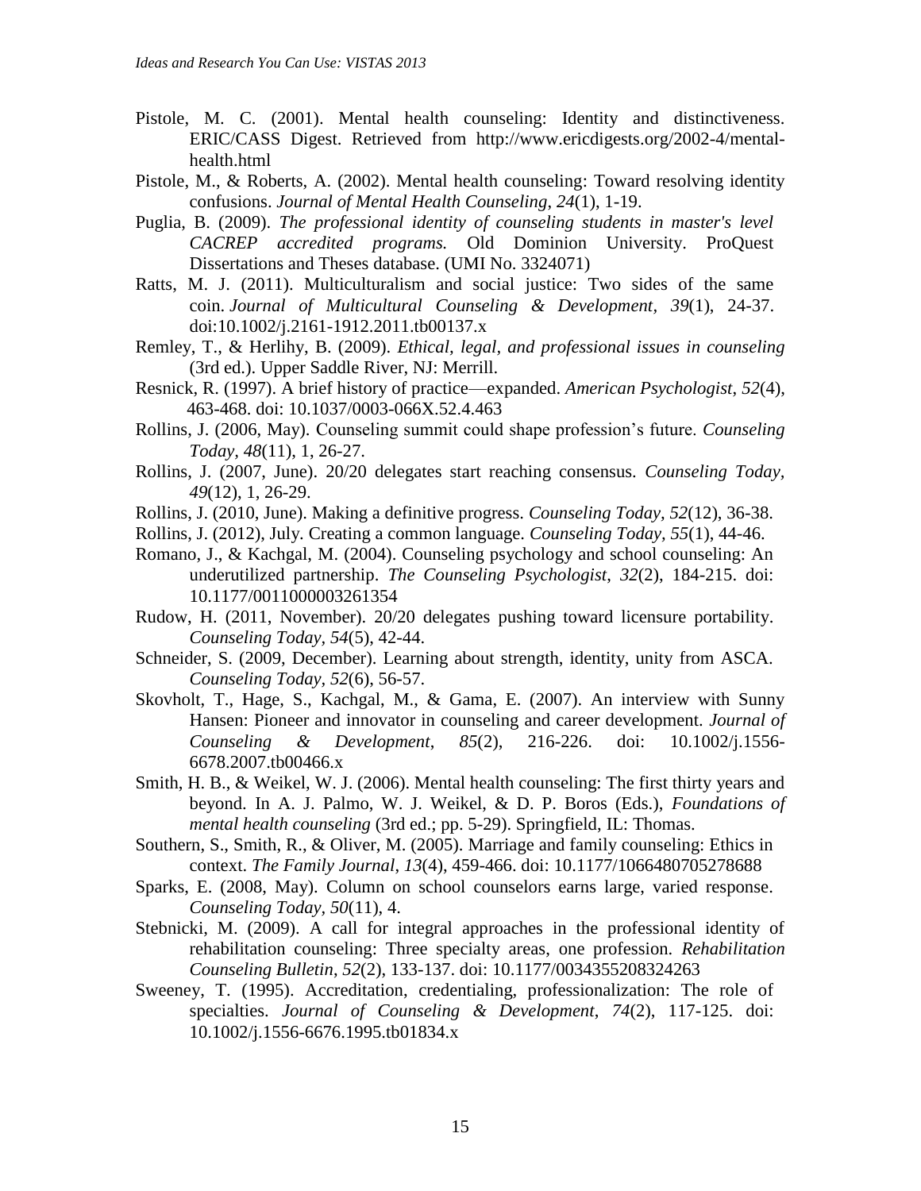Pistole, M. C. (2001). Mental health counseling: Identity and distinctiveness. ERIC/CASS Digest. Retrieved from http://www.ericdigests.org/2002-4/mental-health.html

Pistole, M., & Roberts, A. (2002). Mental health counseling: Toward resolving identity confusions. *Journal of Mental Health Counseling*, *24*(1), 1-19.

Puglia, B. (2009). *The professional identity of counseling students in master's level CACREP accredited programs.* Old Dominion University. ProQuest Dissertations and Theses database. (UMI No. 3324071)

Ratts, M. J. (2011). Multiculturalism and social justice: Two sides of the same coin. *Journal of Multicultural Counseling & Development*, *39*(1), 24-37. doi:10.1002/j.2161-1912.2011.tb00137.x

Remley, T., & Herlihy, B. (2009). *Ethical, legal, and professional issues in counseling* (3rd ed.). Upper Saddle River, NJ: Merrill.

Resnick, R. (1997). A brief history of practice—expanded. *American Psychologist*, *52*(4), 463-468. doi: 10.1037/0003-066X.52.4.463

Rollins, J. (2006, May). Counseling summit could shape profession's future. *Counseling Today, 48*(11), 1, 26-27.

Rollins, J. (2007, June). 20/20 delegates start reaching consensus. *Counseling Today*, *49*(12), 1, 26-29.

Rollins, J. (2010, June). Making a definitive progress. *Counseling Today, 52*(12), 36-38.

Rollins, J. (2012), July. Creating a common language. *Counseling Today, 55*(1), 44-46.

Romano, J., & Kachgal, M. (2004). Counseling psychology and school counseling: An underutilized partnership. *The Counseling Psychologist*, *32*(2), 184-215. doi: 10.1177/0011000003261354

Rudow, H. (2011, November). 20/20 delegates pushing toward licensure portability. *Counseling Today, 54*(5), 42-44.

Schneider, S. (2009, December). Learning about strength, identity, unity from ASCA. *Counseling Today*, *52*(6), 56-57.

Skovholt, T., Hage, S., Kachgal, M., & Gama, E. (2007). An interview with Sunny Hansen: Pioneer and innovator in counseling and career development. *Journal of Counseling & Development*, *85*(2), 216-226. doi: 10.1002/j.1556-6678.2007.tb00466.x

Smith, H. B., & Weikel, W. J. (2006). Mental health counseling: The first thirty years and beyond. In A. J. Palmo, W. J. Weikel, & D. P. Boros (Eds.), *Foundations of mental health counseling* (3rd ed.; pp. 5-29). Springfield, IL: Thomas.

Southern, S., Smith, R., & Oliver, M. (2005). Marriage and family counseling: Ethics in context. *The Family Journal*, *13*(4), 459-466. doi: 10.1177/1066480705278688

Sparks, E. (2008, May). Column on school counselors earns large, varied response. *Counseling Today*, *50*(11), 4.

Stebnicki, M. (2009). A call for integral approaches in the professional identity of rehabilitation counseling: Three specialty areas, one profession. *Rehabilitation Counseling Bulletin*, *52*(2), 133-137. doi: 10.1177/0034355208324263

Sweeney, T. (1995). Accreditation, credentialing, professionalization: The role of specialties. *Journal of Counseling & Development*, *74*(2), 117-125. doi: 10.1002/j.1556-6676.1995.tb01834.x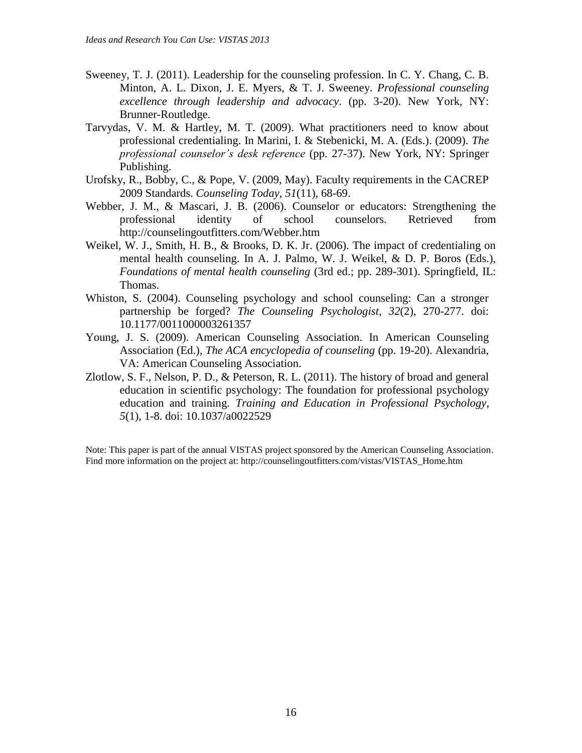Sweeney, T. J. (2011). Leadership for the counseling profession. In C. Y. Chang, C. B. Minton, A. L. Dixon, J. E. Myers, & T. J. Sweeney. *Professional counseling excellence through leadership and advocacy*. (pp. 3-20). New York, NY: Brunner-Routledge.

Tarvydas, V. M. & Hartley, M. T. (2009). What practitioners need to know about professional credentialing. In Marini, I. & Stebenicki, M. A. (Eds.). (2009). *The professional counselor's desk reference* (pp. 27-37). New York, NY: Springer Publishing.

Urofsky, R., Bobby, C., & Pope, V. (2009, May). Faculty requirements in the CACREP 2009 Standards. *Counseling Today, 51*(11), 68-69.

Webber, J. M., & Mascari, J. B. (2006). Counselor or educators: Strengthening the professional identity of school counselors. Retrieved from http://counselingoutfitters.com/Webber.htm

Weikel, W. J., Smith, H. B., & Brooks, D. K. Jr. (2006). The impact of credentialing on mental health counseling. In A. J. Palmo, W. J. Weikel, & D. P. Boros (Eds.), *Foundations of mental health counseling* (3rd ed.; pp. 289-301). Springfield, IL: Thomas.

Whiston, S. (2004). Counseling psychology and school counseling: Can a stronger partnership be forged? *The Counseling Psychologist*, *32*(2), 270-277. doi: 10.1177/0011000003261357

Young, J. S. (2009). American Counseling Association. In American Counseling Association (Ed.), *The ACA encyclopedia of counseling* (pp. 19-20). Alexandria, VA: American Counseling Association.

Zlotlow, S. F., Nelson, P. D., & Peterson, R. L. (2011). The history of broad and general education in scientific psychology: The foundation for professional psychology education and training. *Training and Education in Professional Psychology*, *5*(1), 1-8. doi: 10.1037/a0022529

Note: This paper is part of the annual VISTAS project sponsored by the American Counseling Association. Find more information on the project at: http://counselingoutfitters.com/vistas/VISTAS_Home.htm